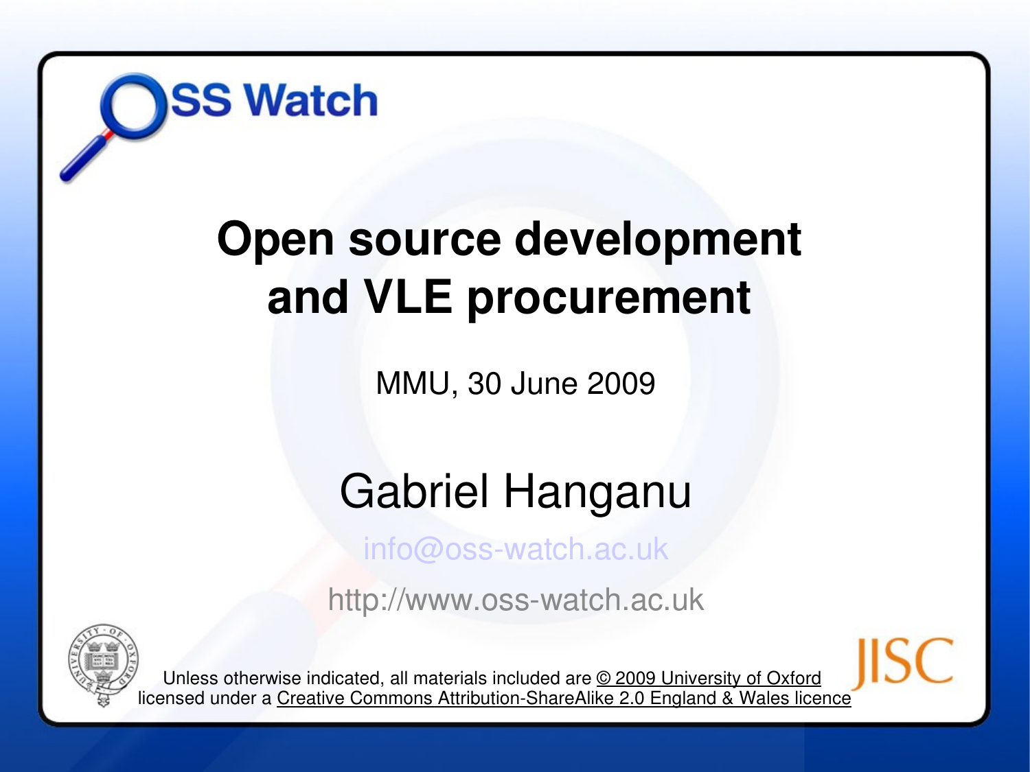OSS Watch

# Open source development and VLE procurement

MMU, 30 June 2009

## Gabriel Hanganu

info@oss-watch.ac.uk

http://www.oss-watch.ac.uk

Unless otherwise indicated, all materials included are © 2009 University of Oxford licensed under a Creative Commons Attribution-ShareAlike 2.0 England & Wales licence

JISC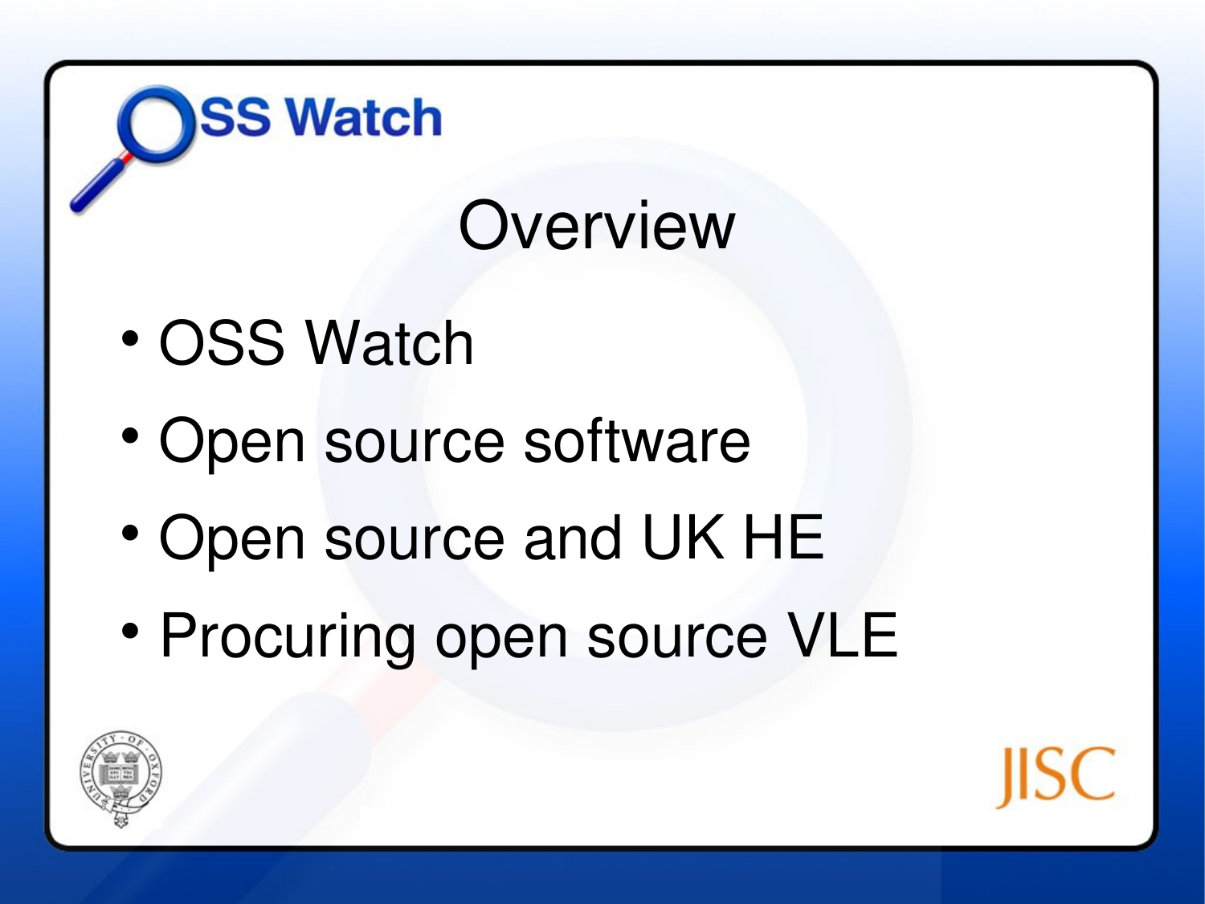# Overview

- OSS Watch
- Open source software
- Open source and UK HE
- Procuring open source VLE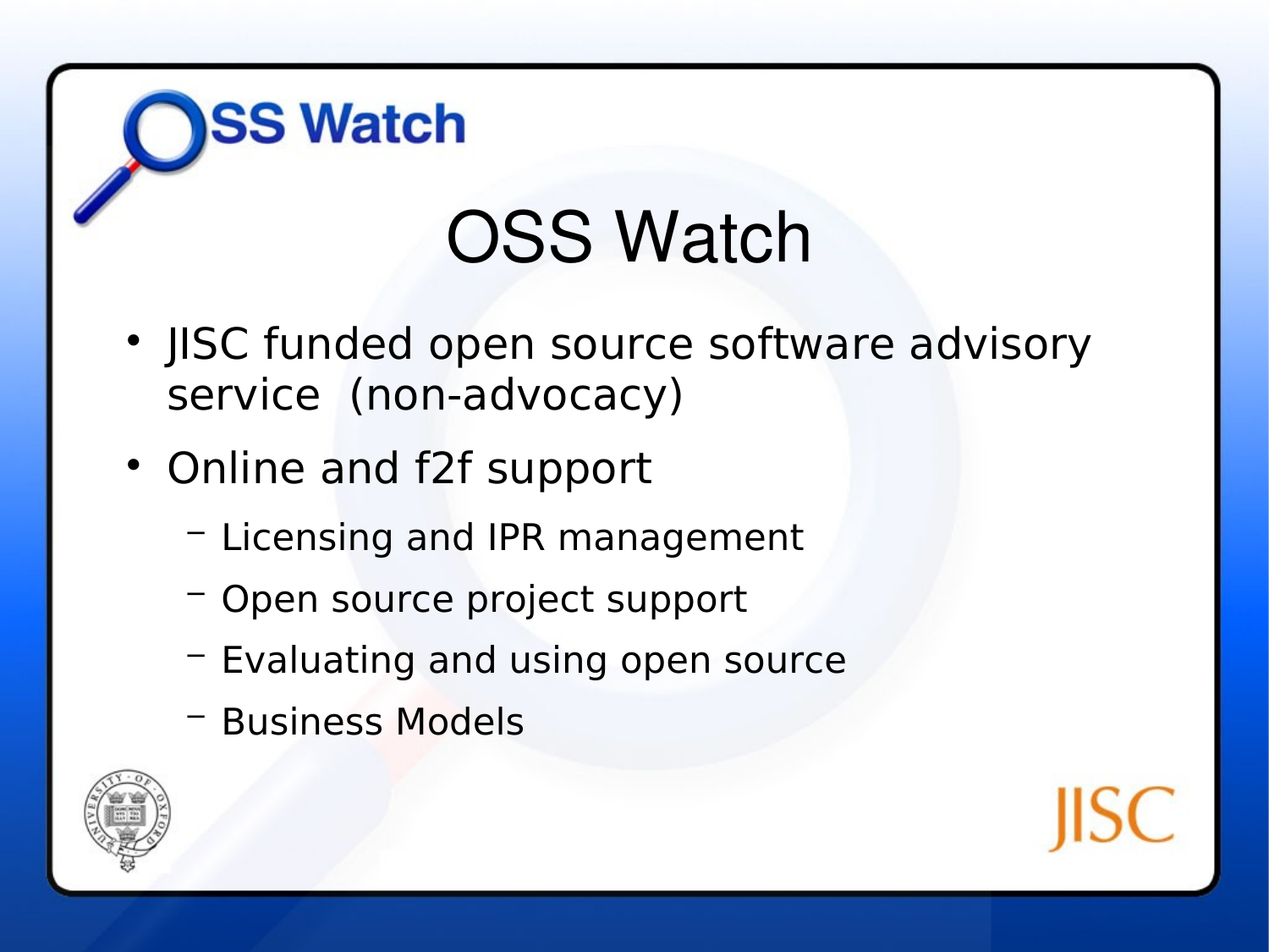# OSS Watch

- JISC funded open source software advisory service (non-advocacy)
- Online and f2f support
  - Licensing and IPR management
  - Open source project support
  - Evaluating and using open source
  - Business Models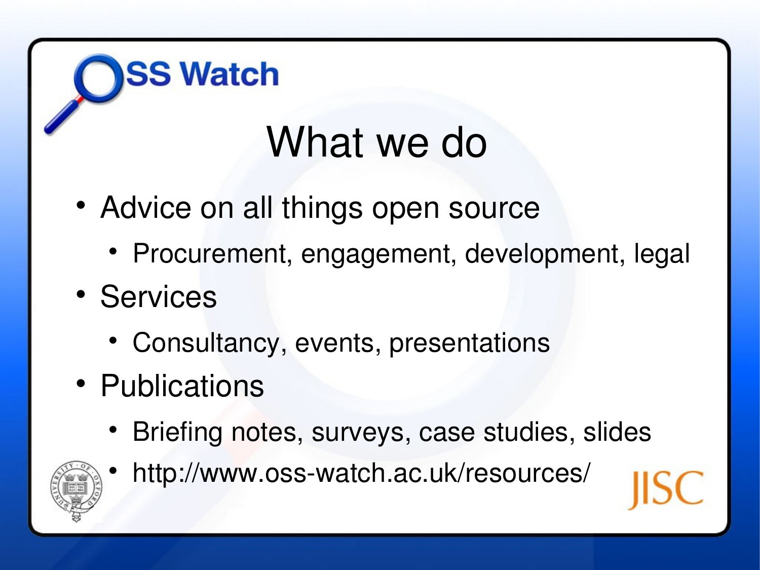# What we do

- Advice on all things open source
  - Procurement, engagement, development, legal
- Services
  - Consultancy, events, presentations
- Publications
  - Briefing notes, surveys, case studies, slides
  - http://www.oss-watch.ac.uk/resources/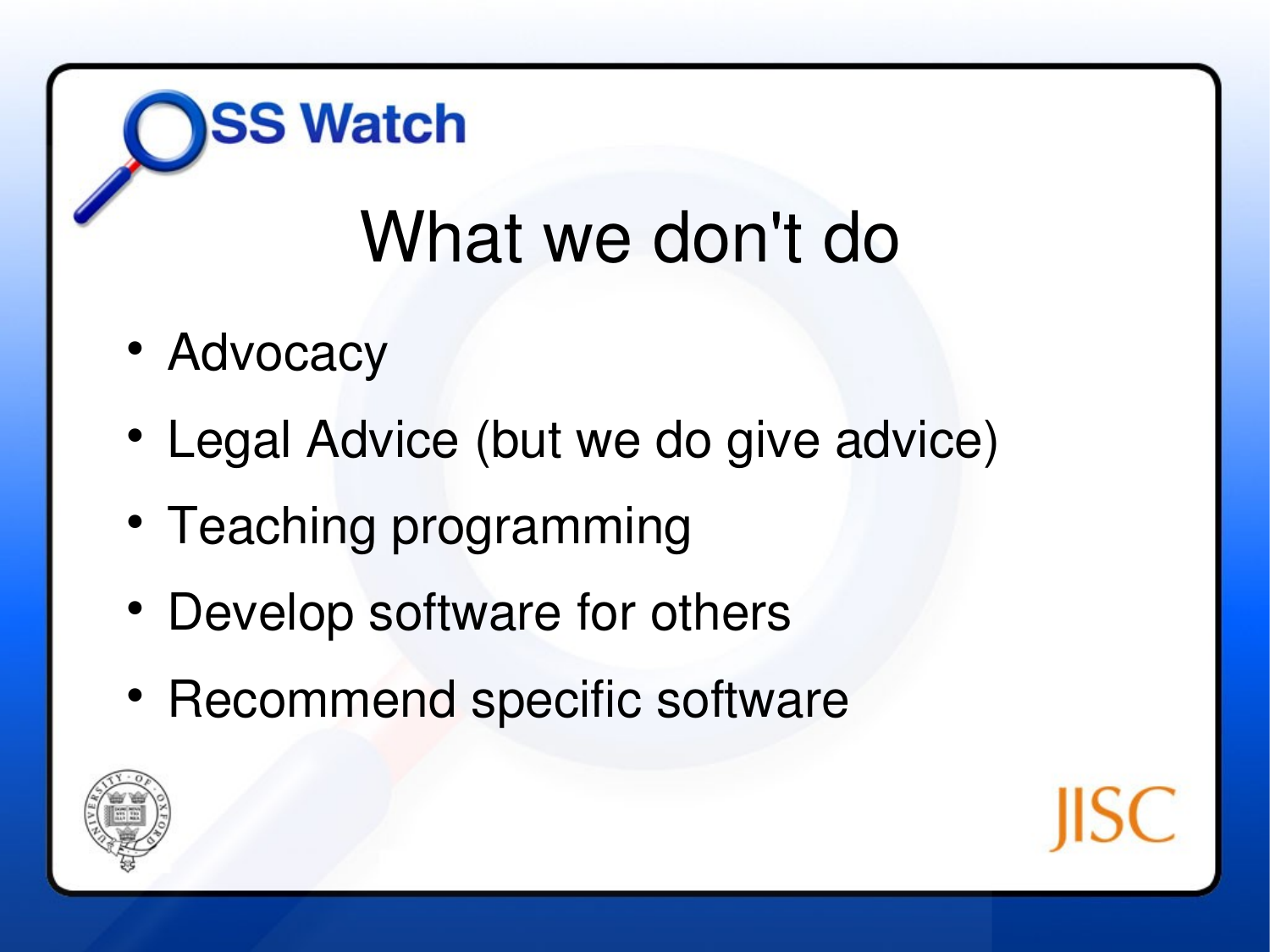# What we don't do

- Advocacy
- Legal Advice (but we do give advice)
- Teaching programming
- Develop software for others
- Recommend specific software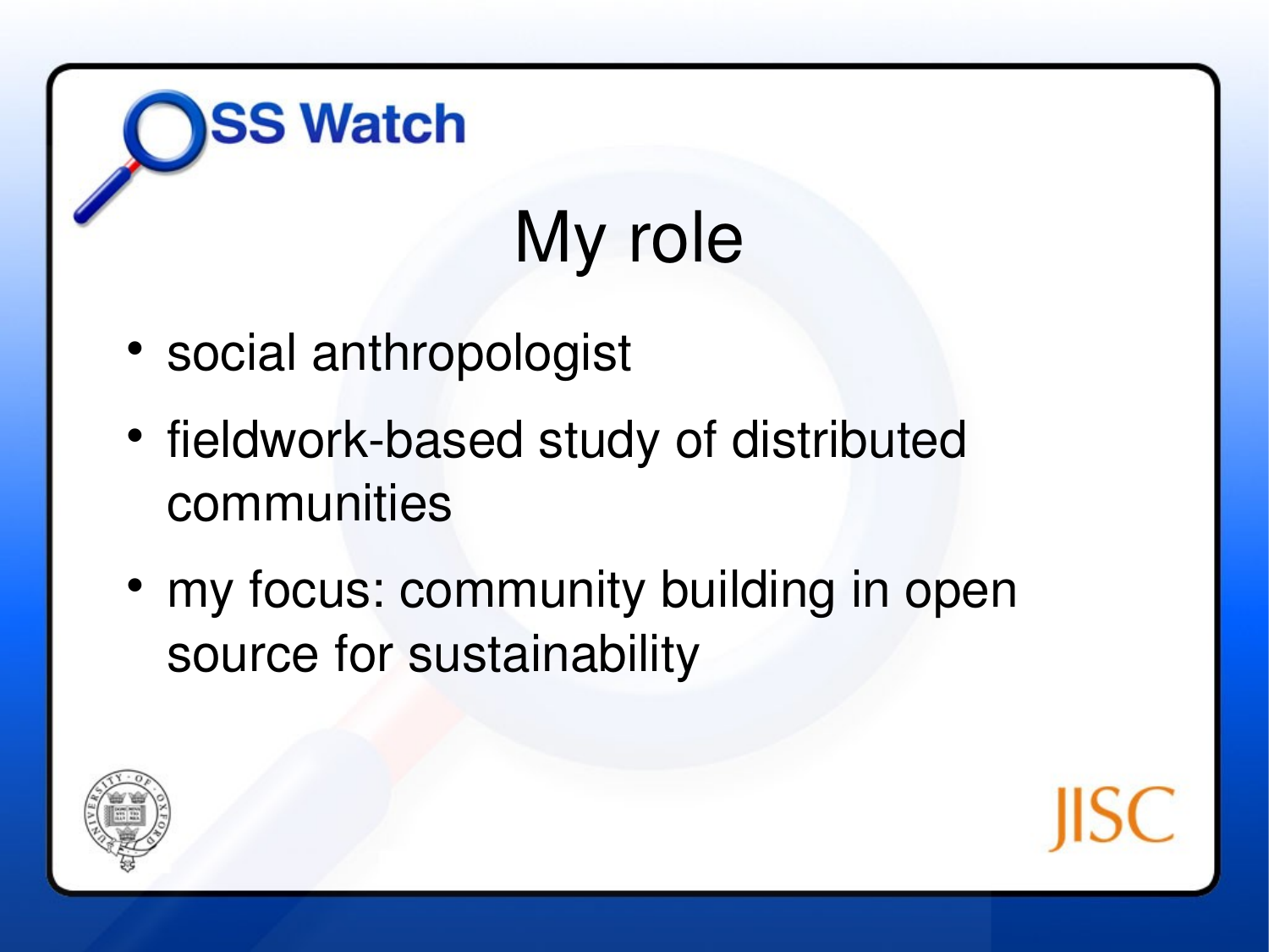# My role

- social anthropologist
- fieldwork-based study of distributed communities
- my focus: community building in open source for sustainability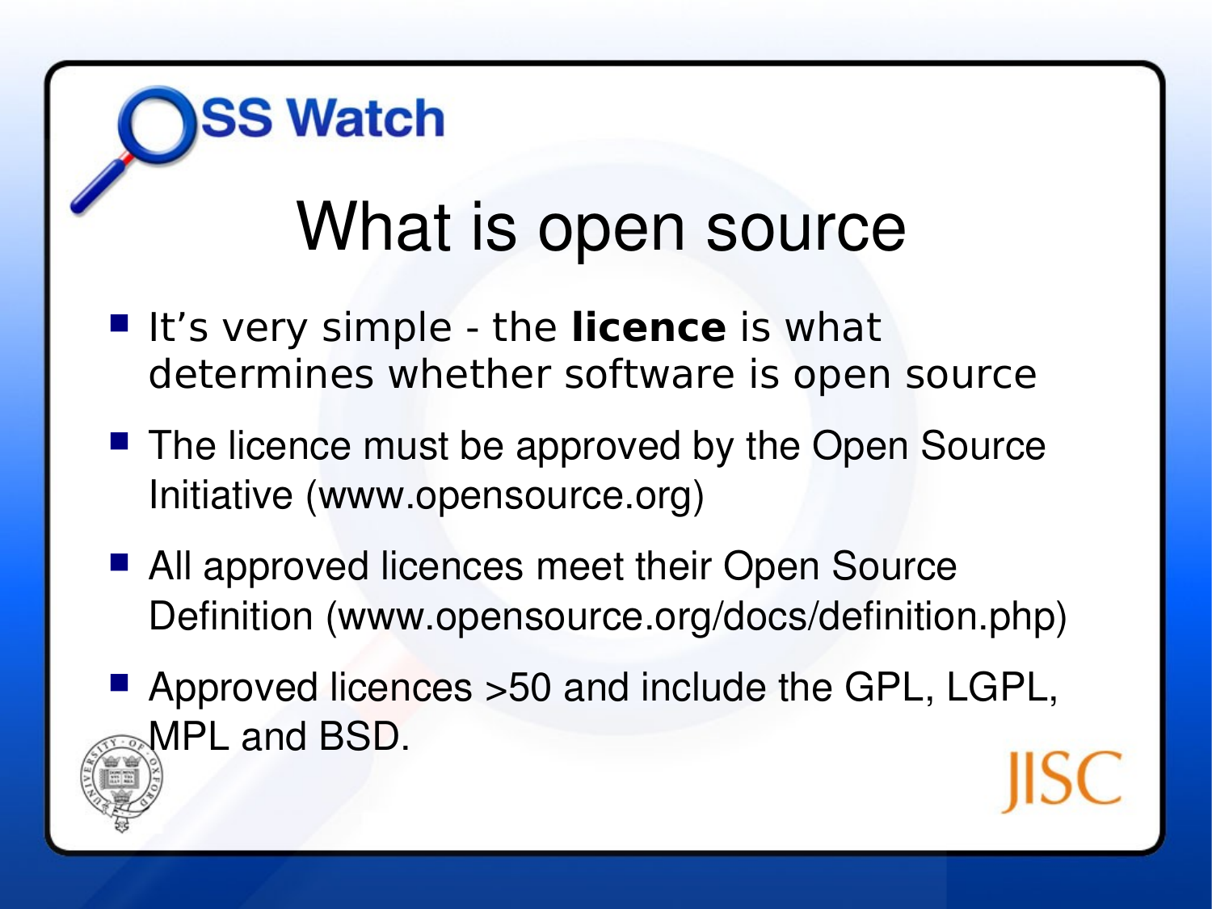# What is open source

- It's very simple - the **licence** is what determines whether software is open source
- The licence must be approved by the Open Source Initiative (www.opensource.org)
- All approved licences meet their Open Source Definition (www.opensource.org/docs/definition.php)
- Approved licences >50 and include the GPL, LGPL, MPL and BSD.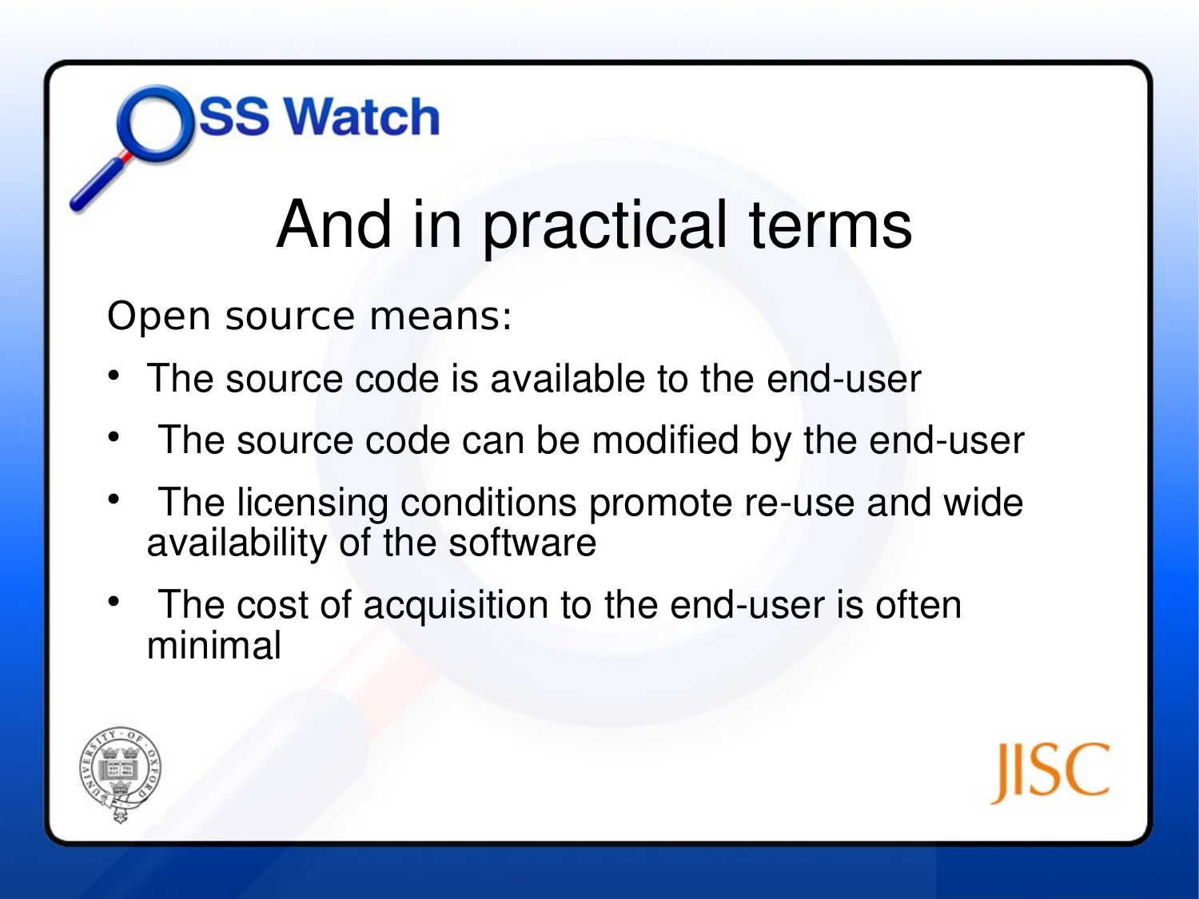# And in practical terms

Open source means:

- The source code is available to the end-user
- The source code can be modified by the end-user
- The licensing conditions promote re-use and wide availability of the software
- The cost of acquisition to the end-user is often minimal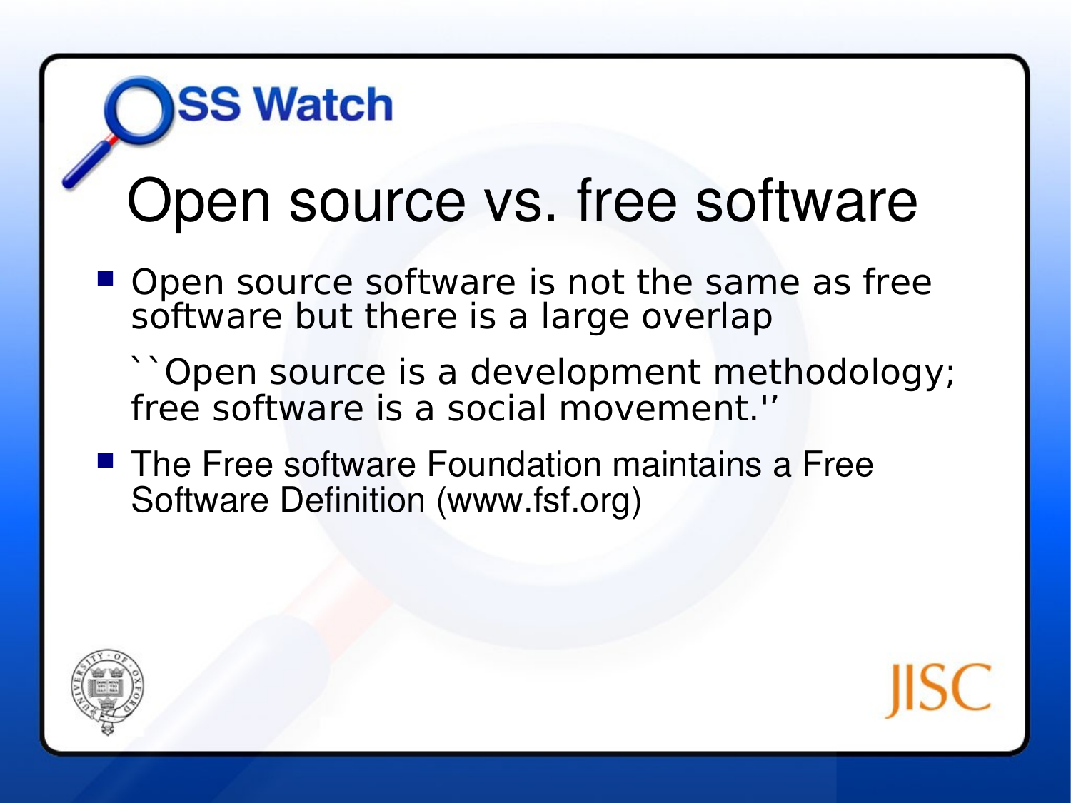# Open source vs. free software

- Open source software is not the same as free software but there is a large overlap

  ``Open source is a development methodology; free software is a social movement.''

- The Free software Foundation maintains a Free Software Definition (www.fsf.org)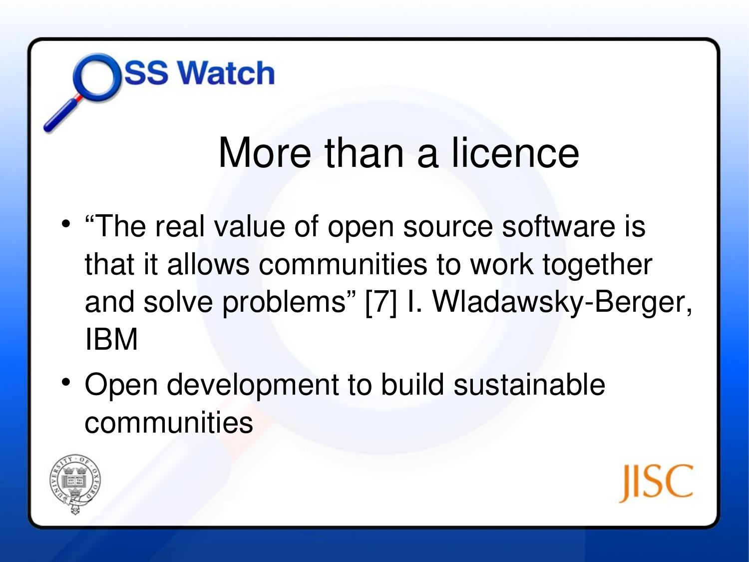# More than a licence

- "The real value of open source software is that it allows communities to work together and solve problems" [7] I. Wladawsky-Berger, IBM
- Open development to build sustainable communities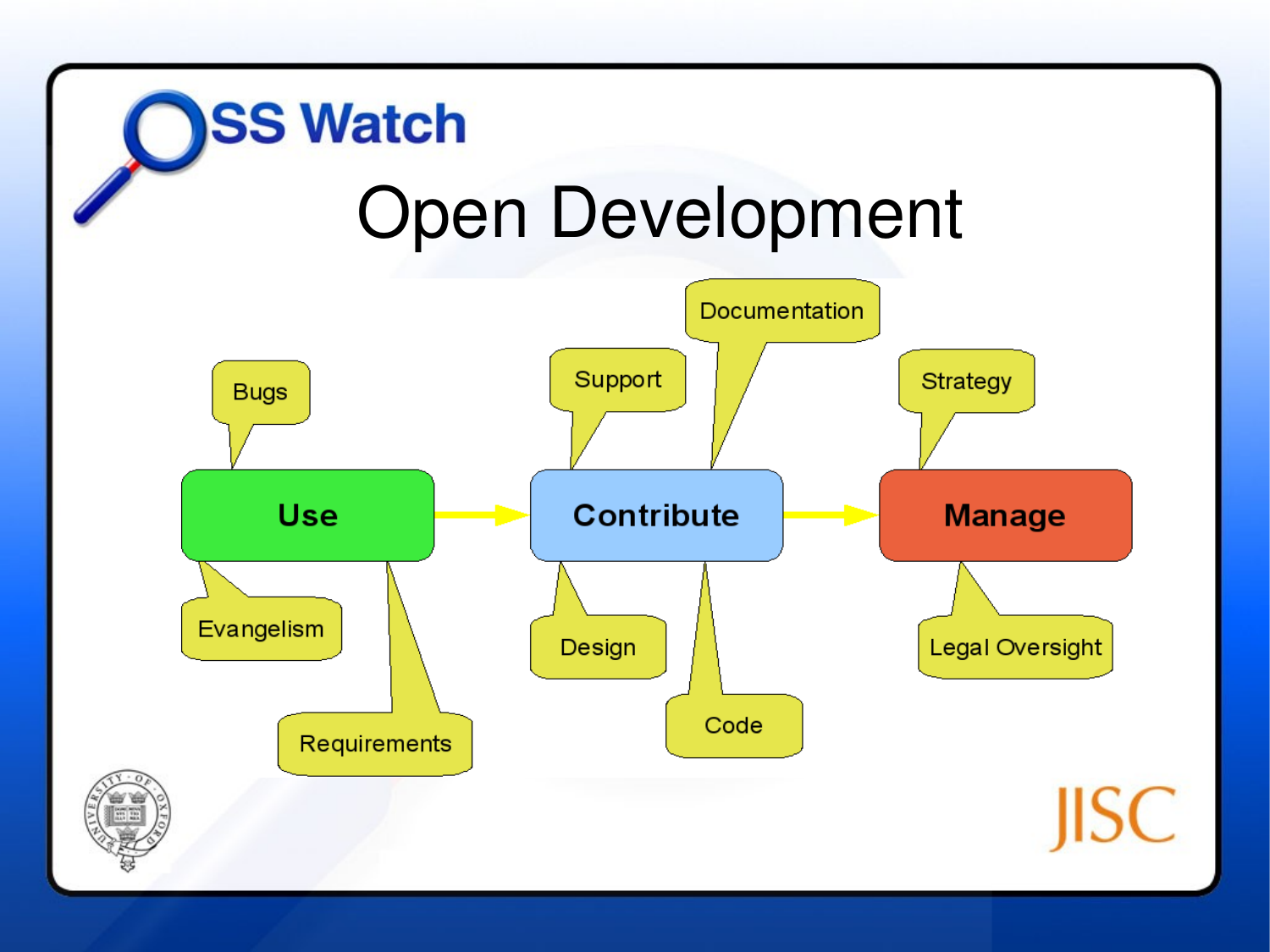# Open Development

- **Use**
  - Bugs
  - Evangelism
  - Requirements
- **Contribute**
  - Support
  - Documentation
  - Design
  - Code
- **Manage**
  - Strategy
  - Legal Oversight

Use → Contribute → Manage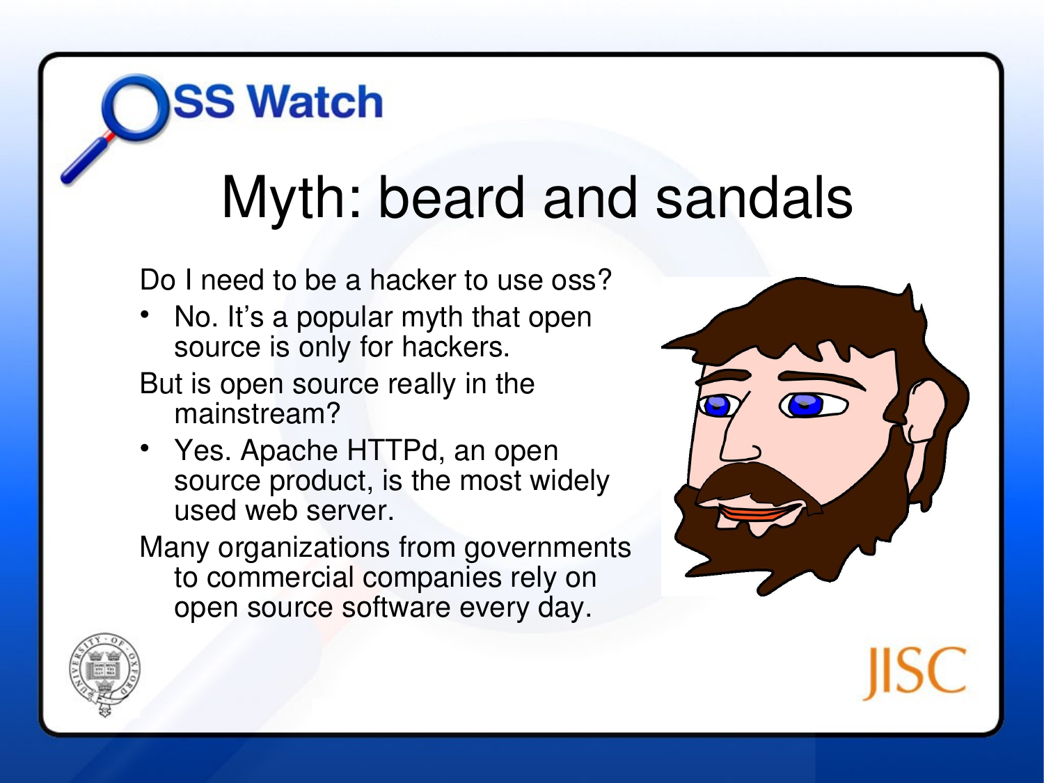# Myth: beard and sandals

Do I need to be a hacker to use oss?

- No. It's a popular myth that open source is only for hackers.

But is open source really in the mainstream?

- Yes. Apache HTTPd, an open source product, is the most widely used web server.

Many organizations from governments to commercial companies rely on open source software every day.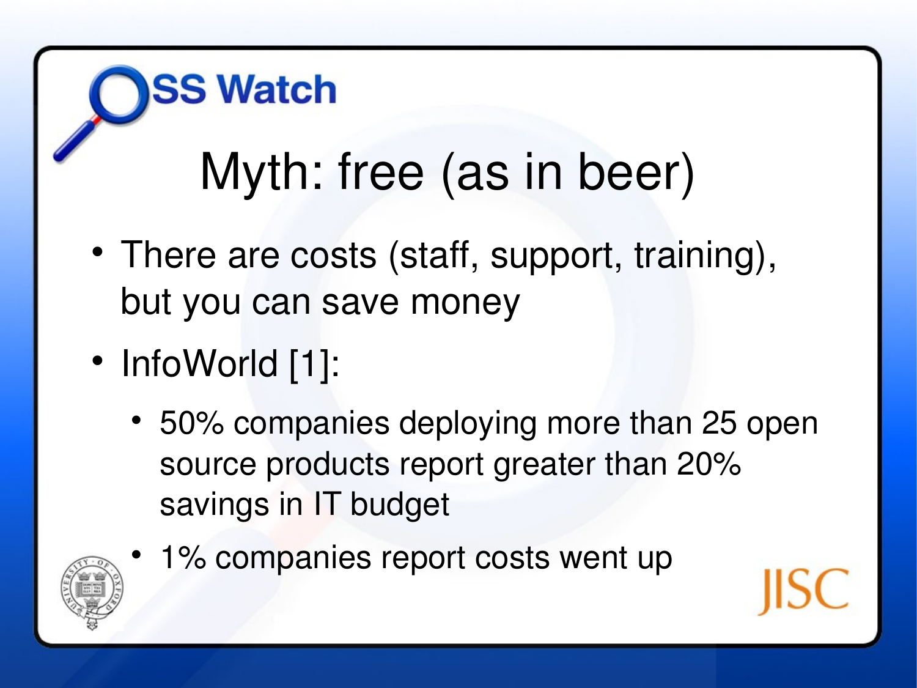# Myth: free (as in beer)

- There are costs (staff, support, training), but you can save money
- InfoWorld [1]:
  - 50% companies deploying more than 25 open source products report greater than 20% savings in IT budget
  - 1% companies report costs went up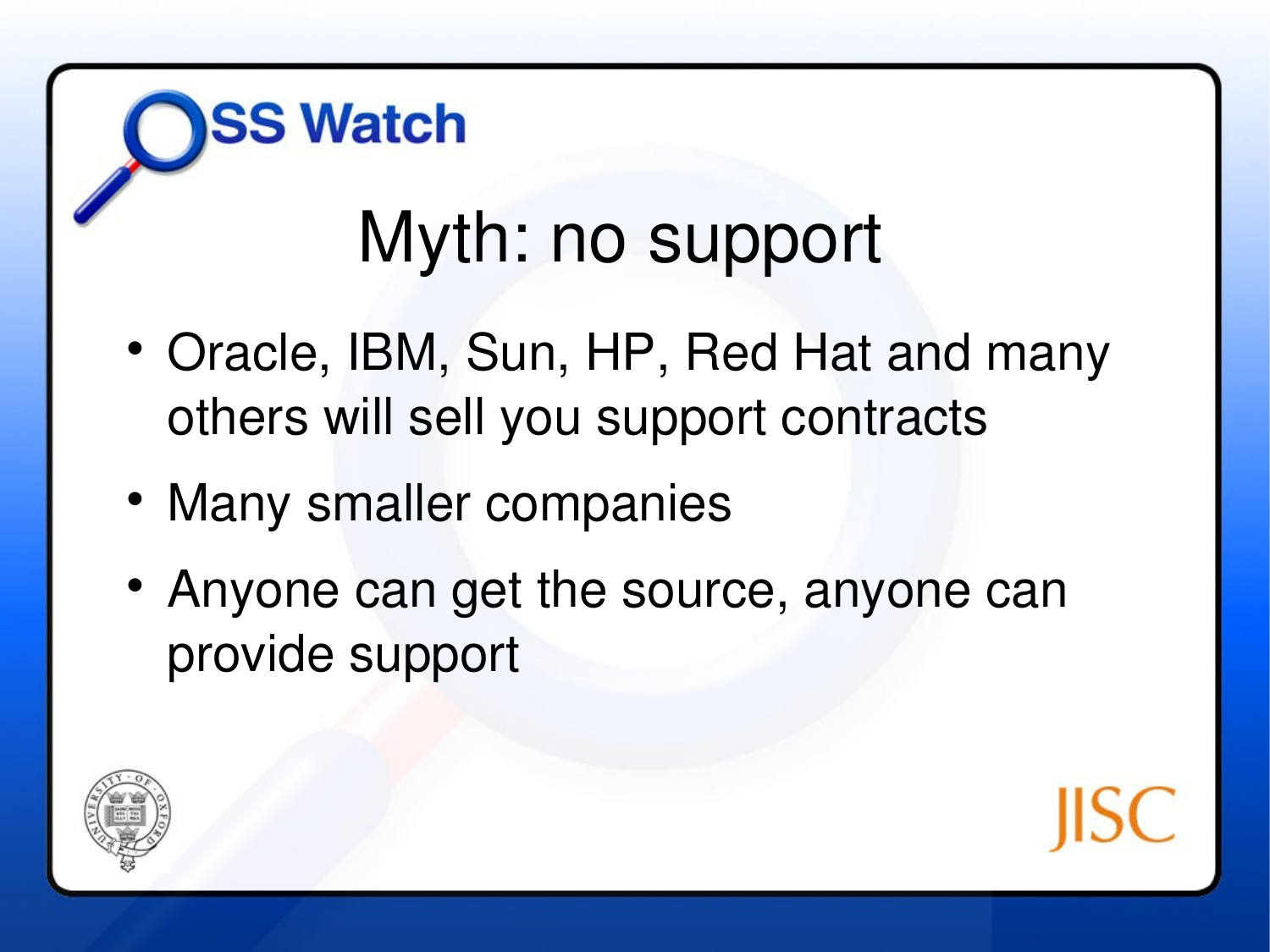# Myth: no support

- Oracle, IBM, Sun, HP, Red Hat and many others will sell you support contracts
- Many smaller companies
- Anyone can get the source, anyone can provide support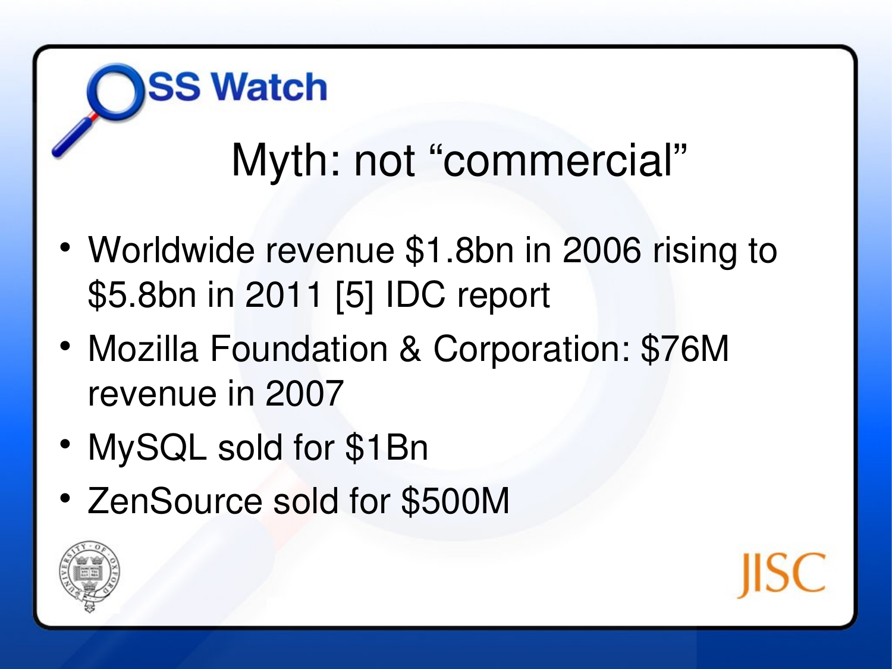# Myth: not “commercial”

- Worldwide revenue $1.8bn in 2006 rising to $5.8bn in 2011 [5] IDC report
- Mozilla Foundation & Corporation: $76M revenue in 2007
- MySQL sold for $1Bn
- ZenSource sold for $500M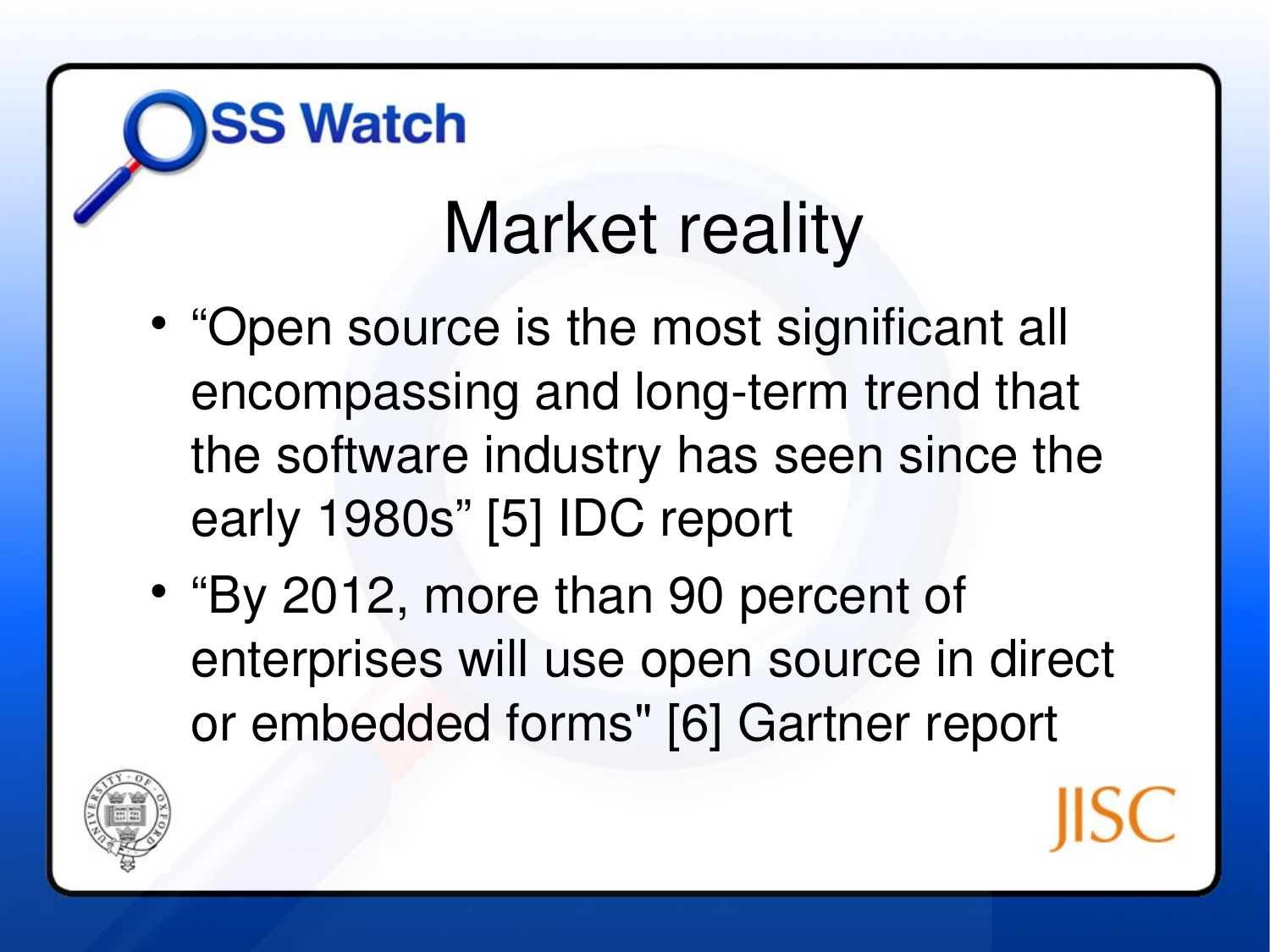# Market reality

- “Open source is the most significant all encompassing and long-term trend that the software industry has seen since the early 1980s” [5] IDC report
- “By 2012, more than 90 percent of enterprises will use open source in direct or embedded forms" [6] Gartner report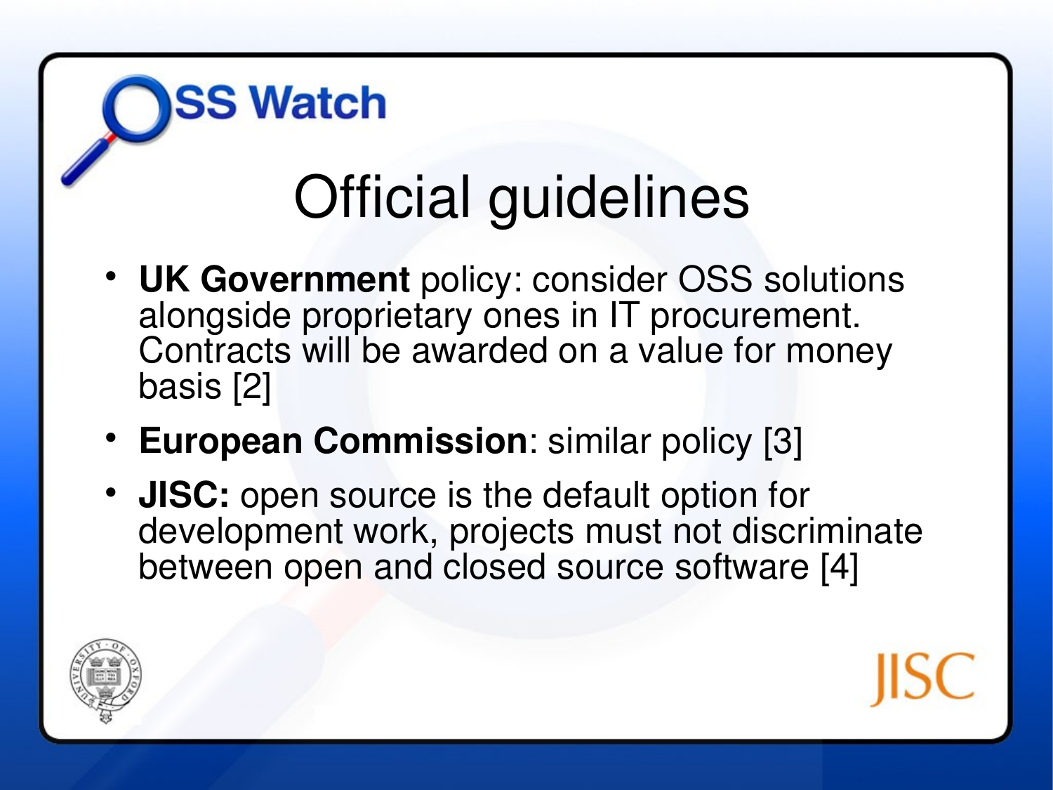# Official guidelines

- **UK Government** policy: consider OSS solutions alongside proprietary ones in IT procurement. Contracts will be awarded on a value for money basis [2]
- **European Commission**: similar policy [3]
- **JISC:** open source is the default option for development work, projects must not discriminate between open and closed source software [4]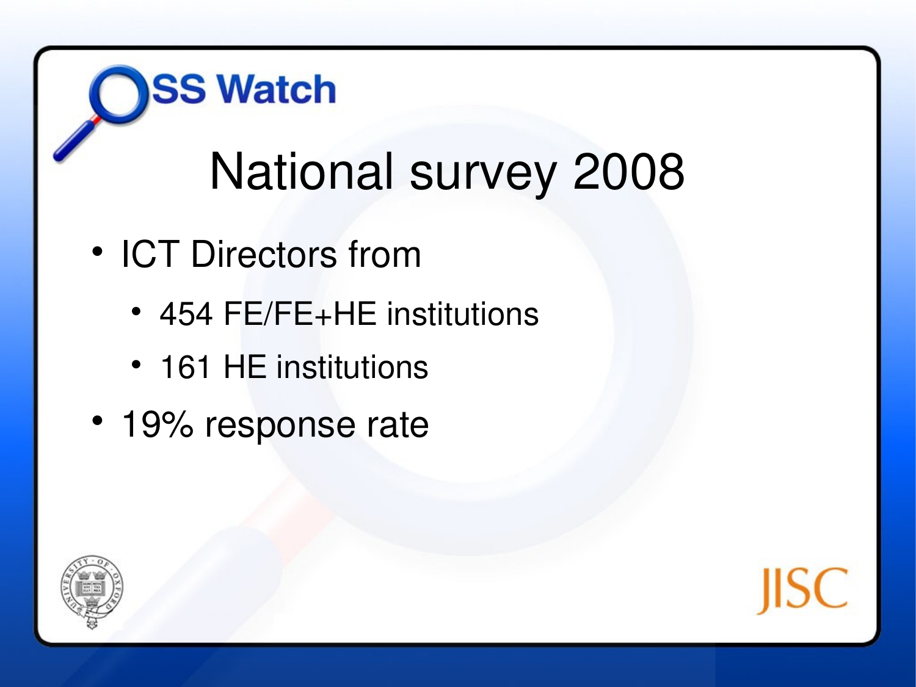# National survey 2008

- ICT Directors from
  - 454 FE/FE+HE institutions
  - 161 HE institutions
- 19% response rate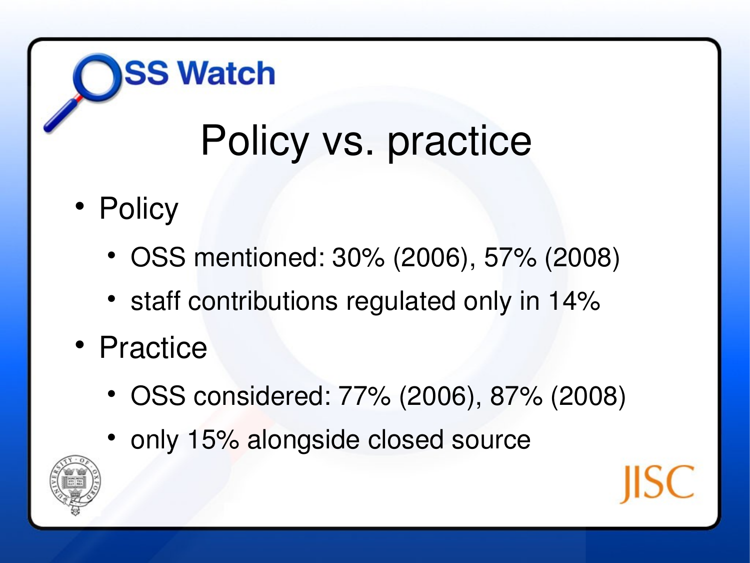# Policy vs. practice

- Policy
  - OSS mentioned: 30% (2006), 57% (2008)
  - staff contributions regulated only in 14%
- Practice
  - OSS considered: 77% (2006), 87% (2008)
  - only 15% alongside closed source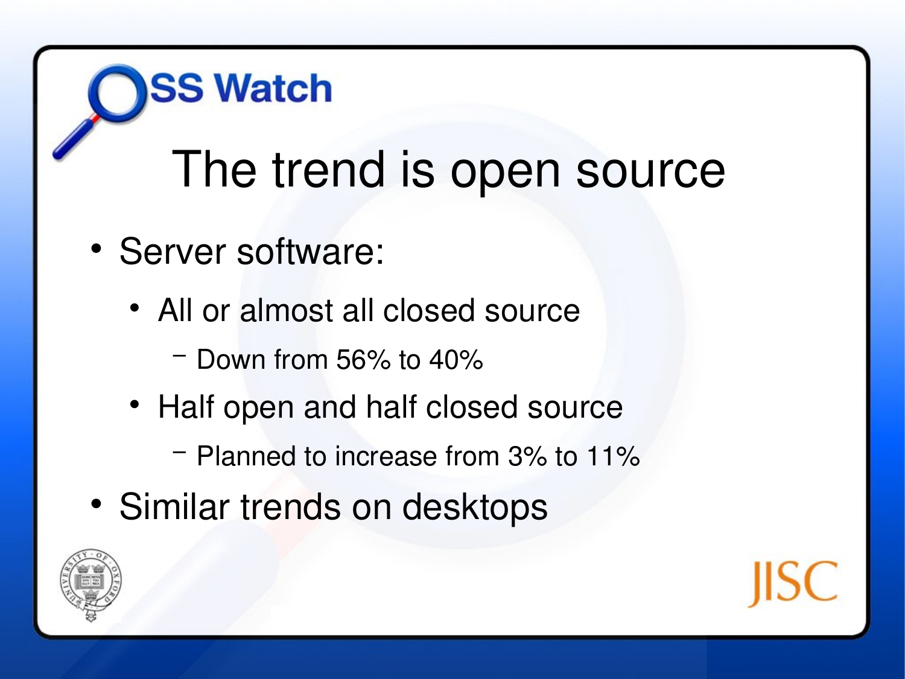# The trend is open source

- Server software:
  - All or almost all closed source
    - Down from 56% to 40%
  - Half open and half closed source
    - Planned to increase from 3% to 11%
- Similar trends on desktops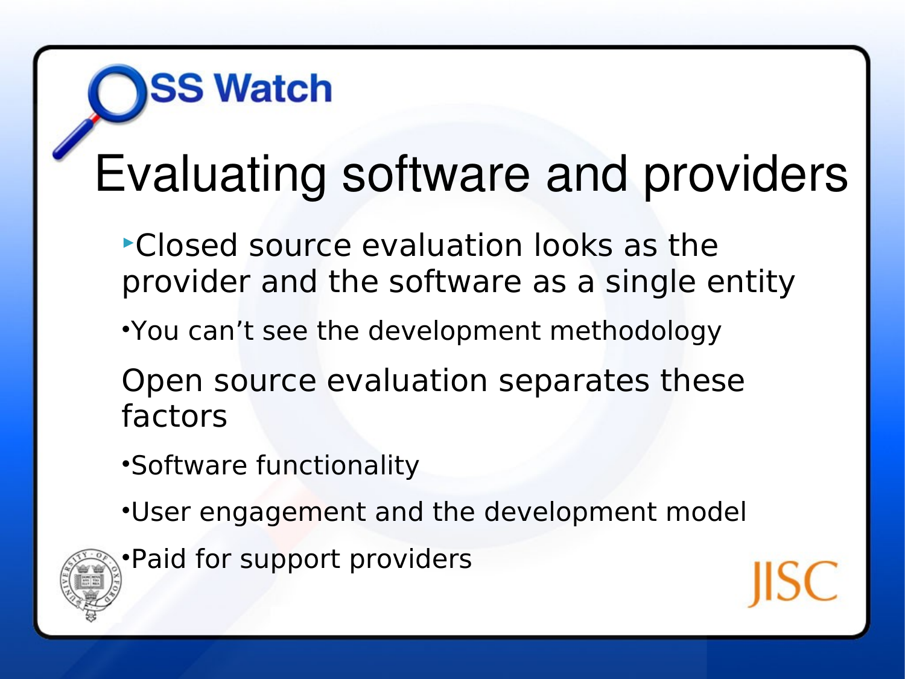# Evaluating software and providers

- Closed source evaluation looks as the provider and the software as a single entity
  - You can't see the development methodology

Open source evaluation separates these factors

- Software functionality
- User engagement and the development model
- Paid for support providers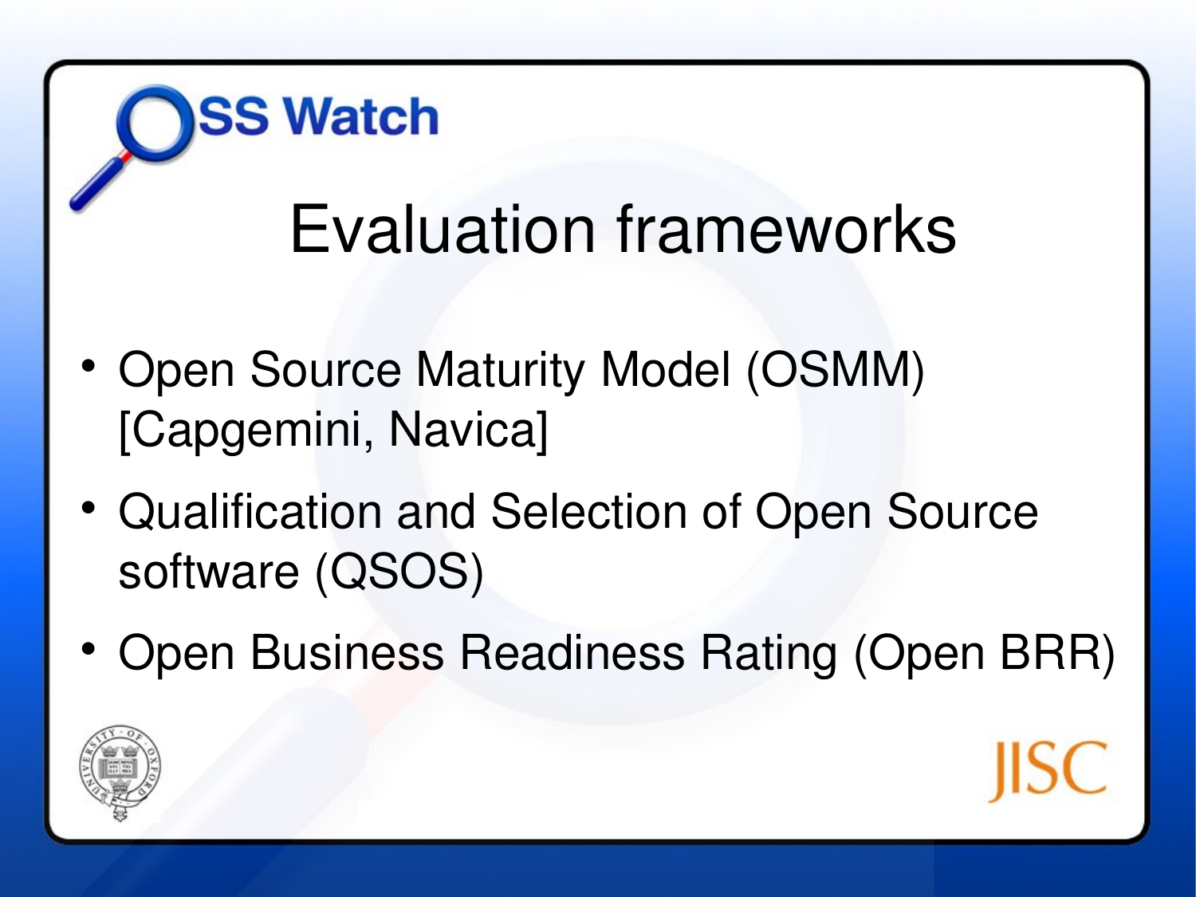# Evaluation frameworks

- Open Source Maturity Model (OSMM) [Capgemini, Navica]
- Qualification and Selection of Open Source software (QSOS)
- Open Business Readiness Rating (Open BRR)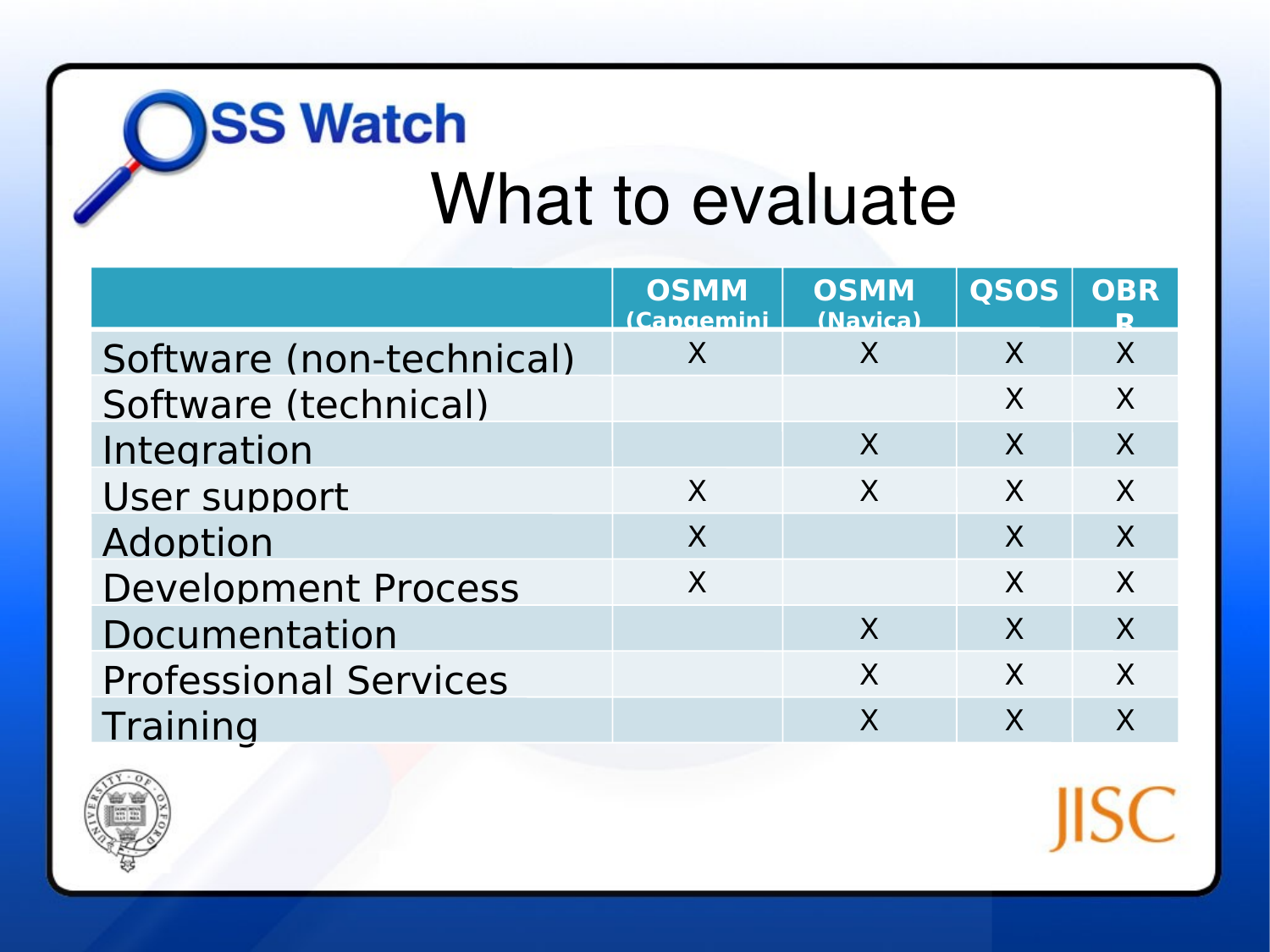# What to evaluate

| | OSMM (Capgemini) | OSMM (Navica) | QSOS | OBRR |
|---|---|---|---|---|
| Software (non-technical) | X | X | X | X |
| Software (technical) | | | X | X |
| Integration | | X | X | X |
| User support | X | X | X | X |
| Adoption | X | | X | X |
| Development Process | X | | X | X |
| Documentation | | X | X | X |
| Professional Services | | X | X | X |
| Training | | X | X | X |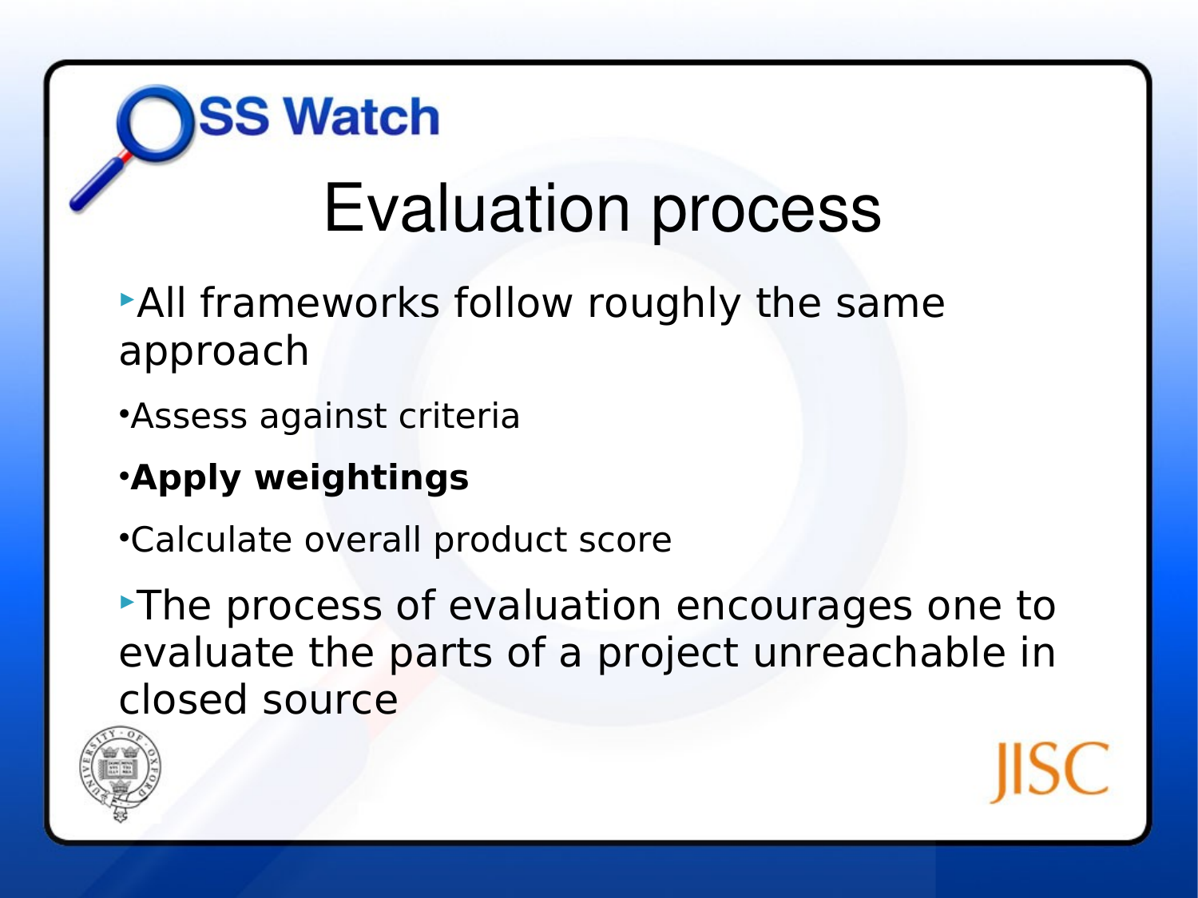# Evaluation process

- All frameworks follow roughly the same approach
  - Assess against criteria
  - **Apply weightings**
  - Calculate overall product score
- The process of evaluation encourages one to evaluate the parts of a project unreachable in closed source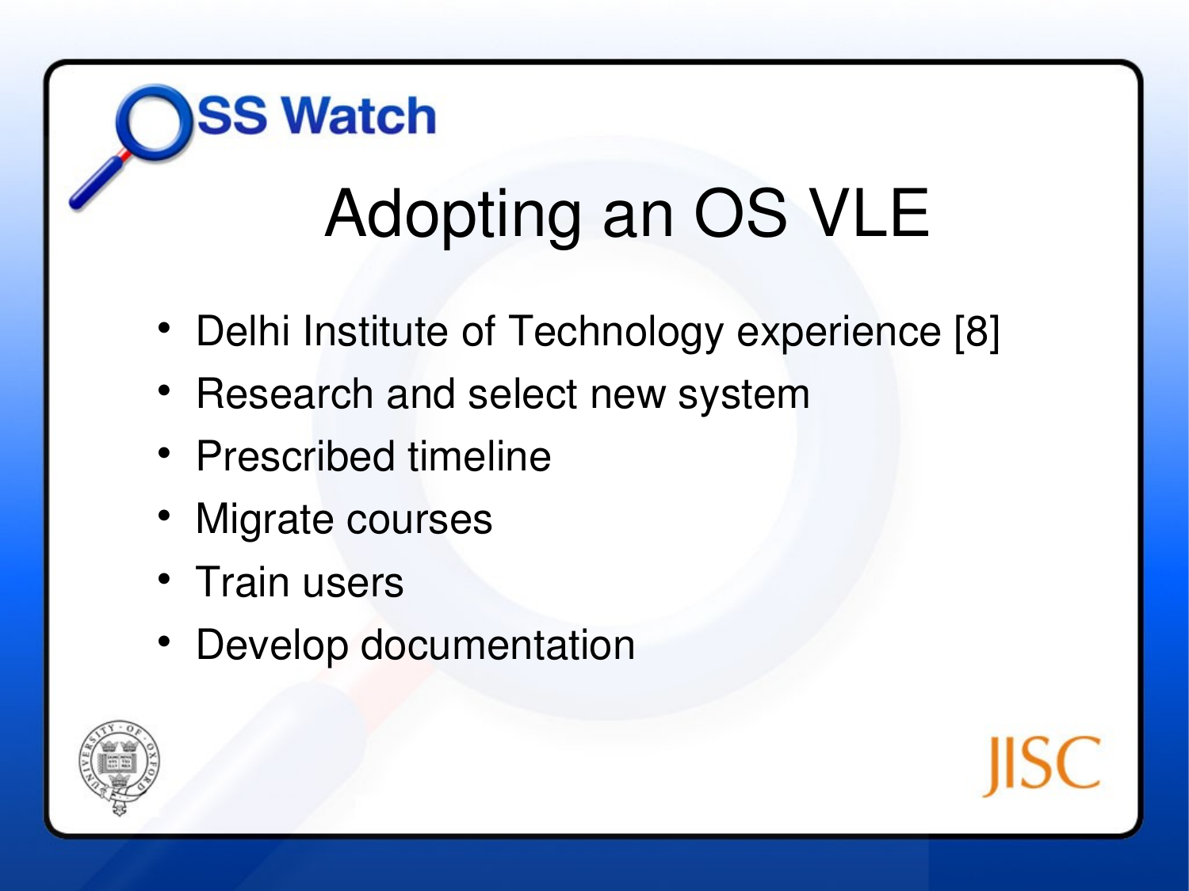# Adopting an OS VLE

- Delhi Institute of Technology experience [8]
- Research and select new system
- Prescribed timeline
- Migrate courses
- Train users
- Develop documentation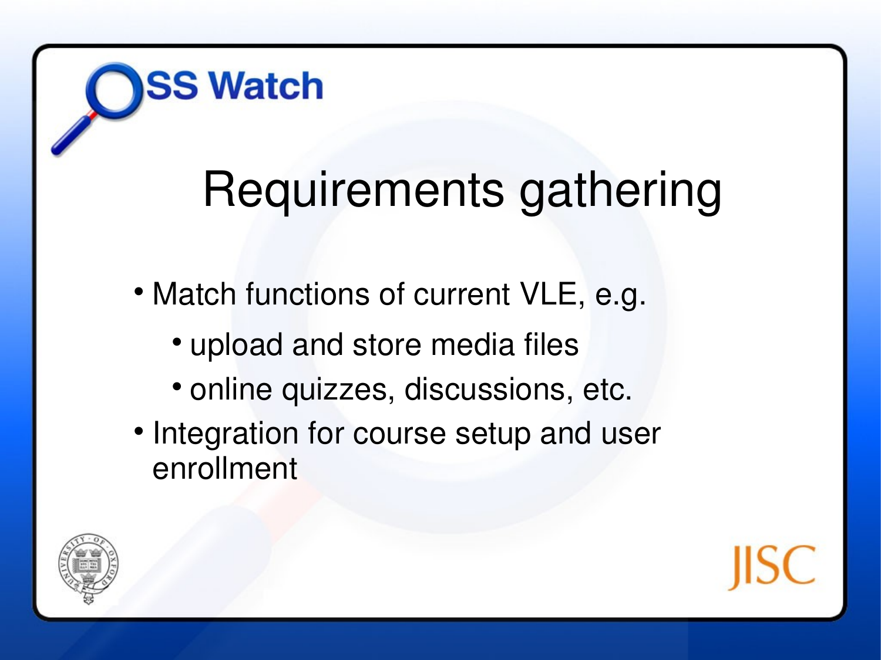# Requirements gathering

- Match functions of current VLE, e.g.
  - upload and store media files
  - online quizzes, discussions, etc.
- Integration for course setup and user enrollment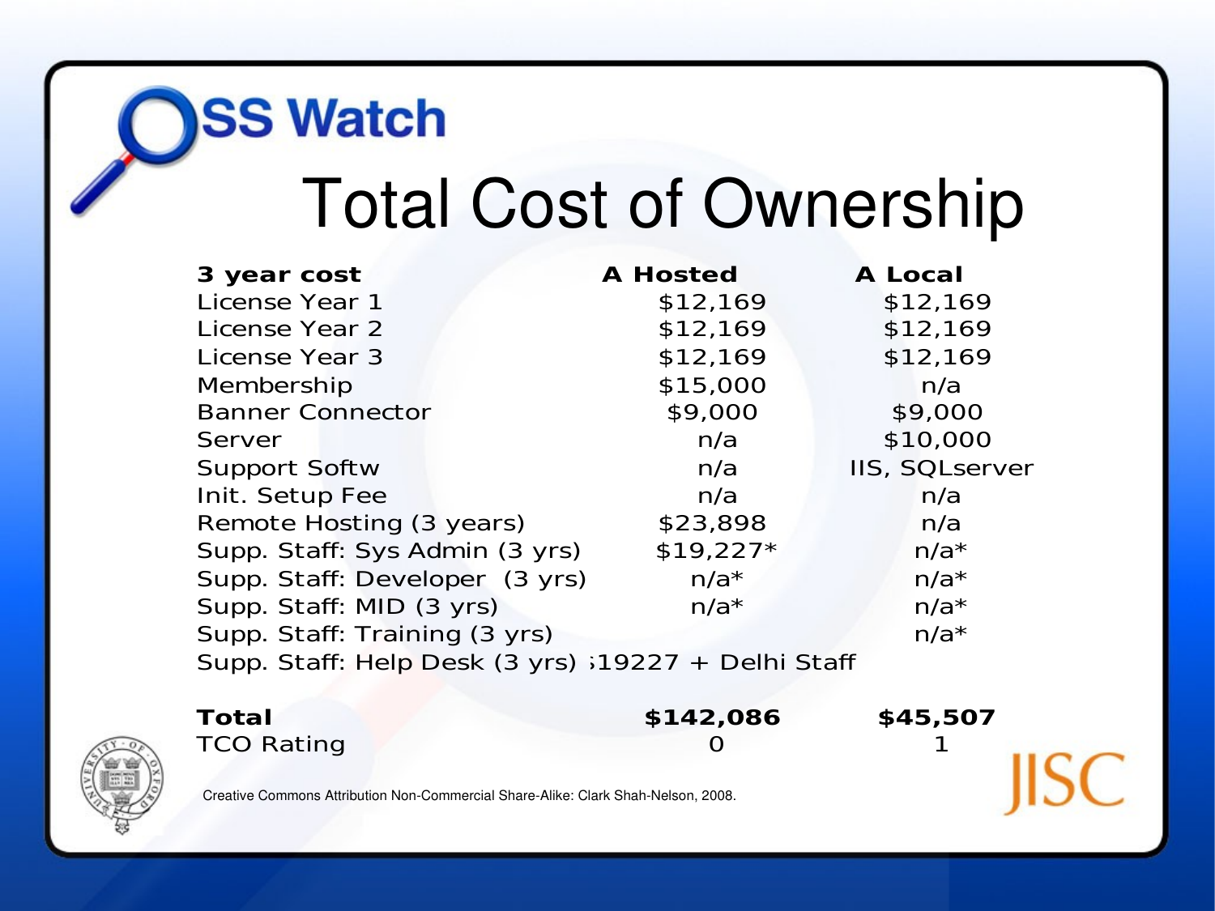OSS Watch

# Total Cost of Ownership

| 3 year cost | A Hosted | A Local |
|---|---|---|
| License Year 1 | $12,169 | $12,169 |
| License Year 2 | $12,169 | $12,169 |
| License Year 3 | $12,169 | $12,169 |
| Membership | $15,000 | n/a |
| Banner Connector | $9,000 | $9,000 |
| Server | n/a | $10,000 |
| Support Softw | n/a | IIS, SQLserver |
| Init. Setup Fee | n/a | n/a |
| Remote Hosting (3 years) | $23,898 | n/a |
| Supp. Staff: Sys Admin (3 yrs) | $19,227* | n/a* |
| Supp. Staff: Developer (3 yrs) | n/a* | n/a* |
| Supp. Staff: MID (3 yrs) | n/a* | n/a* |
| Supp. Staff: Training (3 yrs) | | n/a* |
| Supp. Staff: Help Desk (3 yrs) | $19227 + Delhi Staff | |
| **Total** | **$142,086** | **$45,507** |
| TCO Rating | 0 | 1 |

Creative Commons Attribution Non-Commercial Share-Alike: Clark Shah-Nelson, 2008.

JISC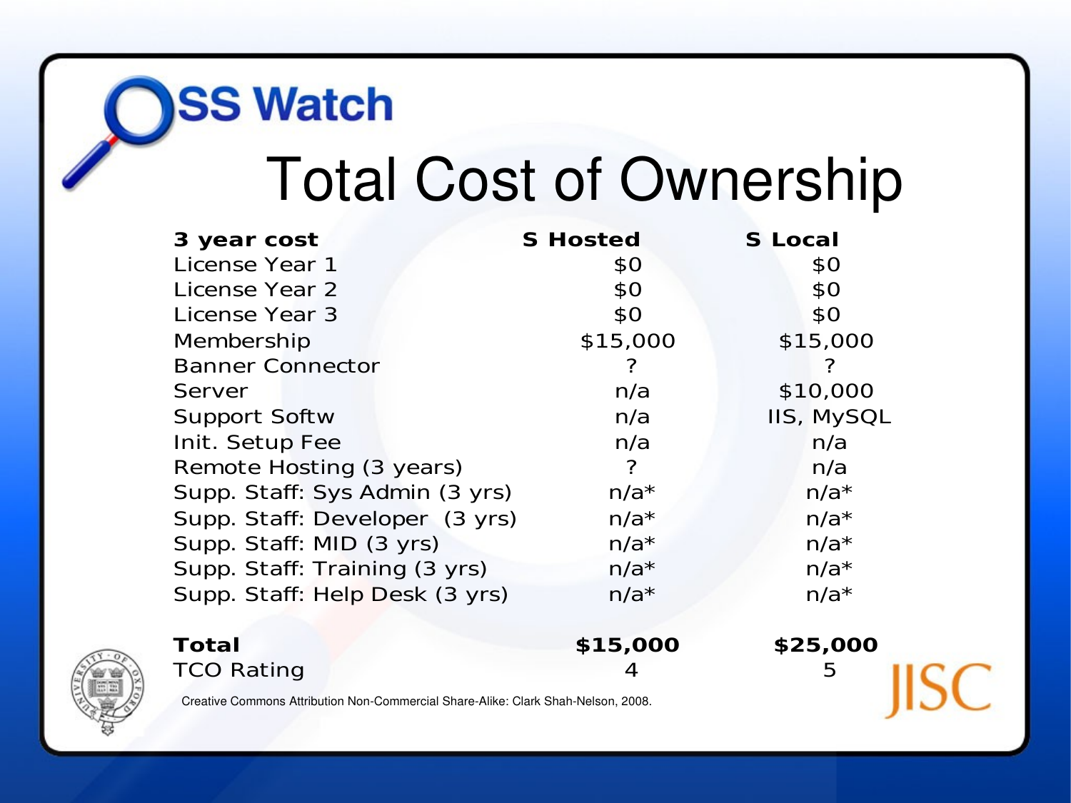OSS Watch

# Total Cost of Ownership

| 3 year cost | S Hosted | S Local |
|---|---|---|
| License Year 1 | $0 | $0 |
| License Year 2 | $0 | $0 |
| License Year 3 | $0 | $0 |
| Membership | $15,000 | $15,000 |
| Banner Connector | ? | ? |
| Server | n/a | $10,000 |
| Support Softw | n/a | IIS, MySQL |
| Init. Setup Fee | n/a | n/a |
| Remote Hosting (3 years) | ? | n/a |
| Supp. Staff: Sys Admin (3 yrs) | n/a* | n/a* |
| Supp. Staff: Developer (3 yrs) | n/a* | n/a* |
| Supp. Staff: MID (3 yrs) | n/a* | n/a* |
| Supp. Staff: Training (3 yrs) | n/a* | n/a* |
| Supp. Staff: Help Desk (3 yrs) | n/a* | n/a* |
| **Total** | **$15,000** | **$25,000** |
| TCO Rating | 4 | 5 |

Creative Commons Attribution Non-Commercial Share-Alike: Clark Shah-Nelson, 2008.

JISC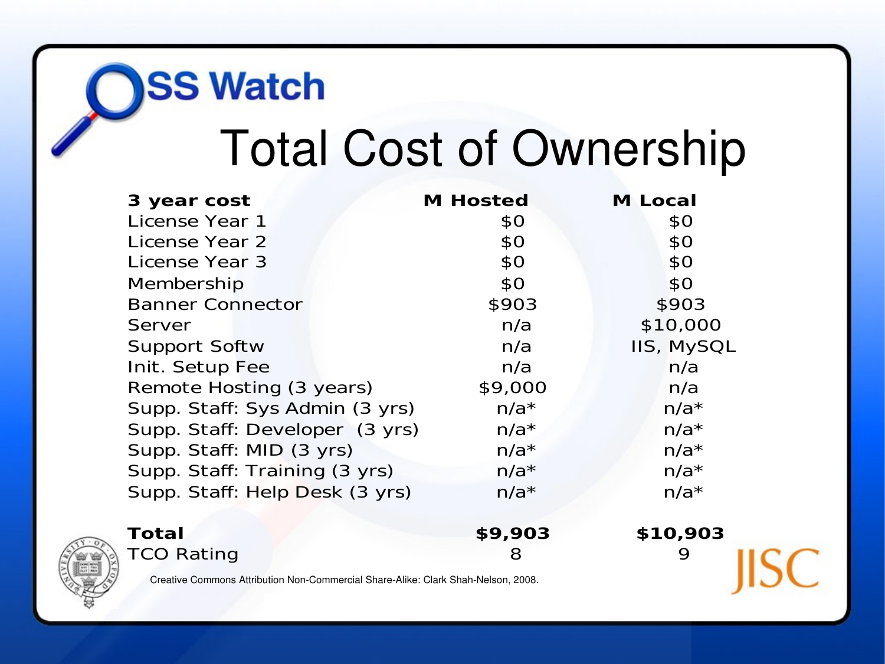# Total Cost of Ownership

| 3 year cost | M Hosted | M Local |
|---|---|---|
| License Year 1 | $0 | $0 |
| License Year 2 | $0 | $0 |
| License Year 3 | $0 | $0 |
| Membership | $0 | $0 |
| Banner Connector | $903 | $903 |
| Server | n/a | $10,000 |
| Support Softw | n/a | IIS, MySQL |
| Init. Setup Fee | n/a | n/a |
| Remote Hosting (3 years) | $9,000 | n/a |
| Supp. Staff: Sys Admin (3 yrs) | n/a* | n/a* |
| Supp. Staff: Developer (3 yrs) | n/a* | n/a* |
| Supp. Staff: MID (3 yrs) | n/a* | n/a* |
| Supp. Staff: Training (3 yrs) | n/a* | n/a* |
| Supp. Staff: Help Desk (3 yrs) | n/a* | n/a* |
| **Total** | **$9,903** | **$10,903** |
| TCO Rating | 8 | 9 |

Creative Commons Attribution Non-Commercial Share-Alike: Clark Shah-Nelson, 2008.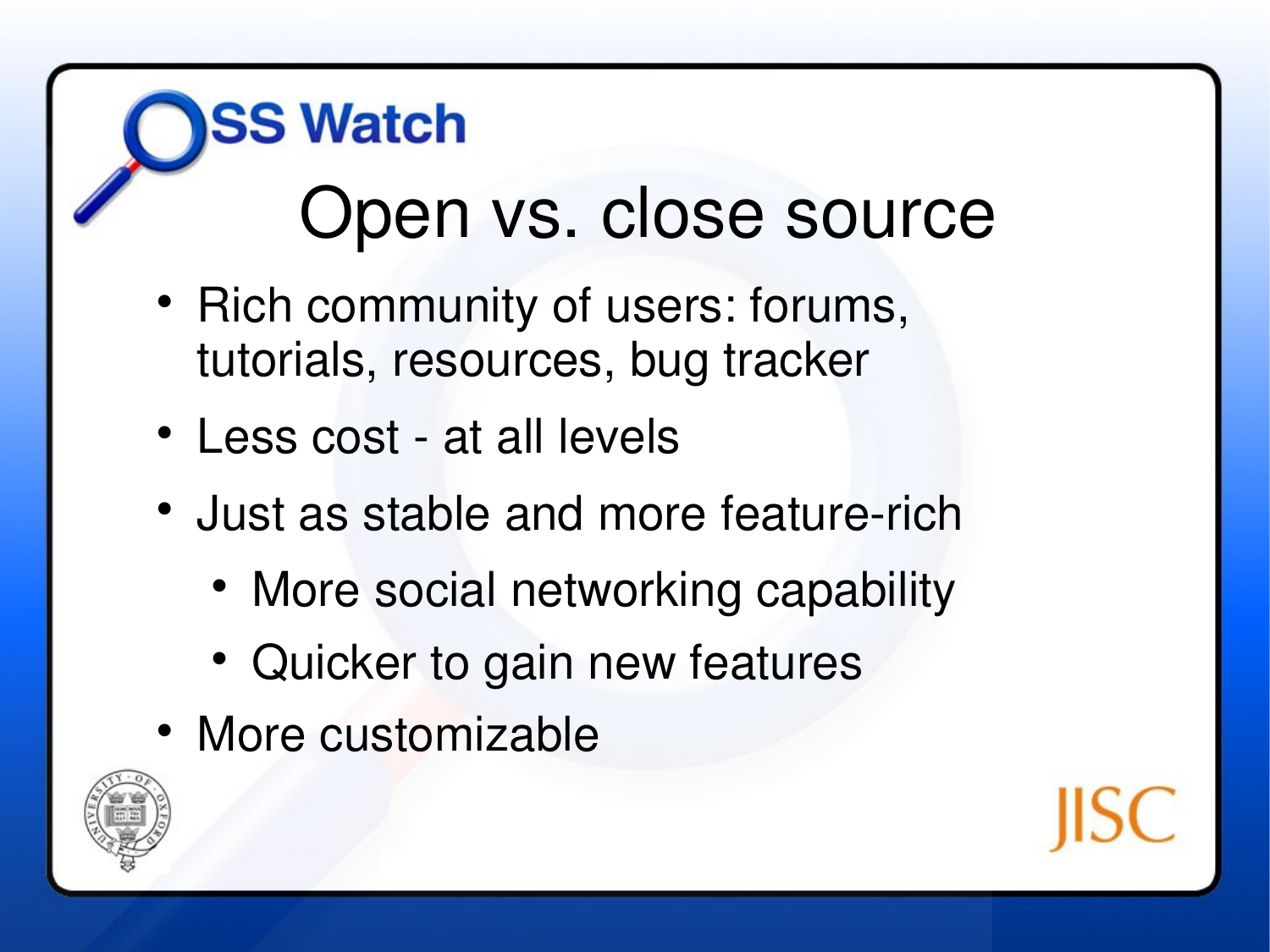# Open vs. close source

- Rich community of users: forums, tutorials, resources, bug tracker
- Less cost - at all levels
- Just as stable and more feature-rich
  - More social networking capability
  - Quicker to gain new features
- More customizable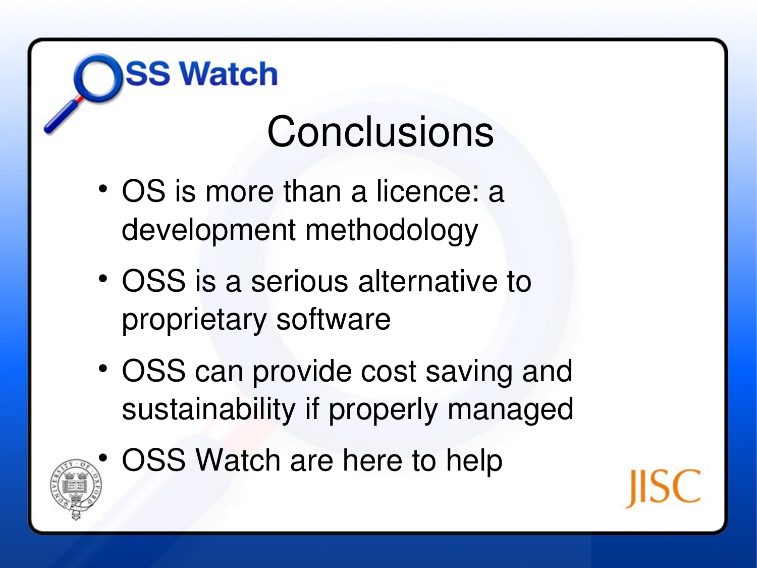# Conclusions

- OS is more than a licence: a development methodology
- OSS is a serious alternative to proprietary software
- OSS can provide cost saving and sustainability if properly managed
- OSS Watch are here to help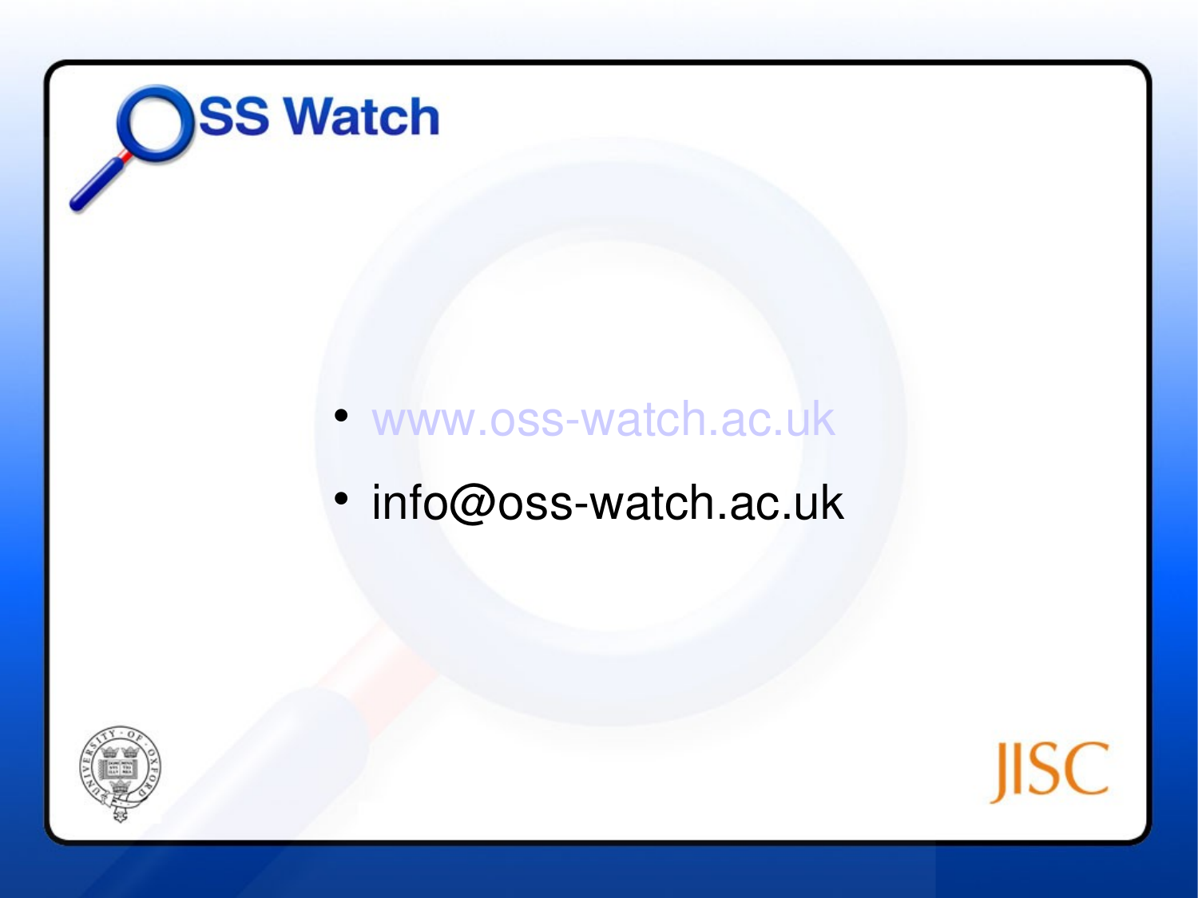- www.oss-watch.ac.uk
- info@oss-watch.ac.uk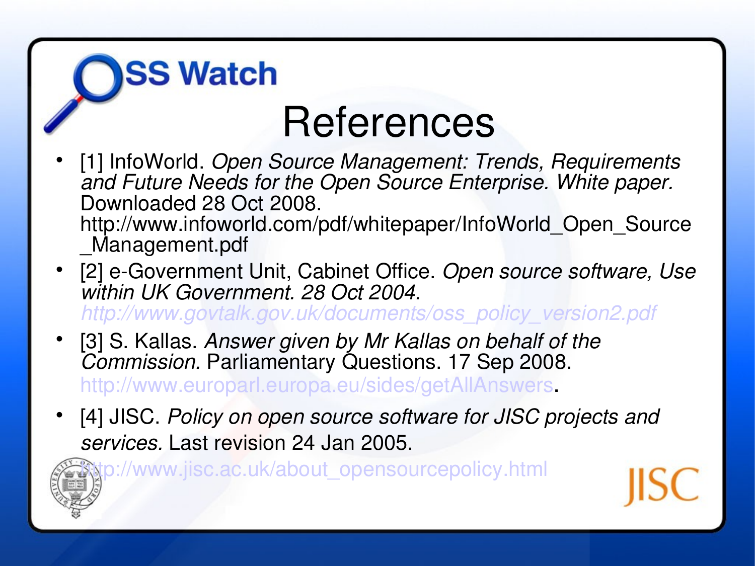# References

- [1] InfoWorld. *Open Source Management: Trends, Requirements and Future Needs for the Open Source Enterprise. White paper.* Downloaded 28 Oct 2008. http://www.infoworld.com/pdf/whitepaper/InfoWorld_Open_Source_Management.pdf
- [2] e-Government Unit, Cabinet Office. *Open source software, Use within UK Government. 28 Oct 2004.* http://www.govtalk.gov.uk/documents/oss_policy_version2.pdf
- [3] S. Kallas. *Answer given by Mr Kallas on behalf of the Commission.* Parliamentary Questions. 17 Sep 2008. http://www.europarl.europa.eu/sides/getAllAnswers.
- [4] JISC. *Policy on open source software for JISC projects and services.* Last revision 24 Jan 2005. http://www.jisc.ac.uk/about_opensourcepolicy.html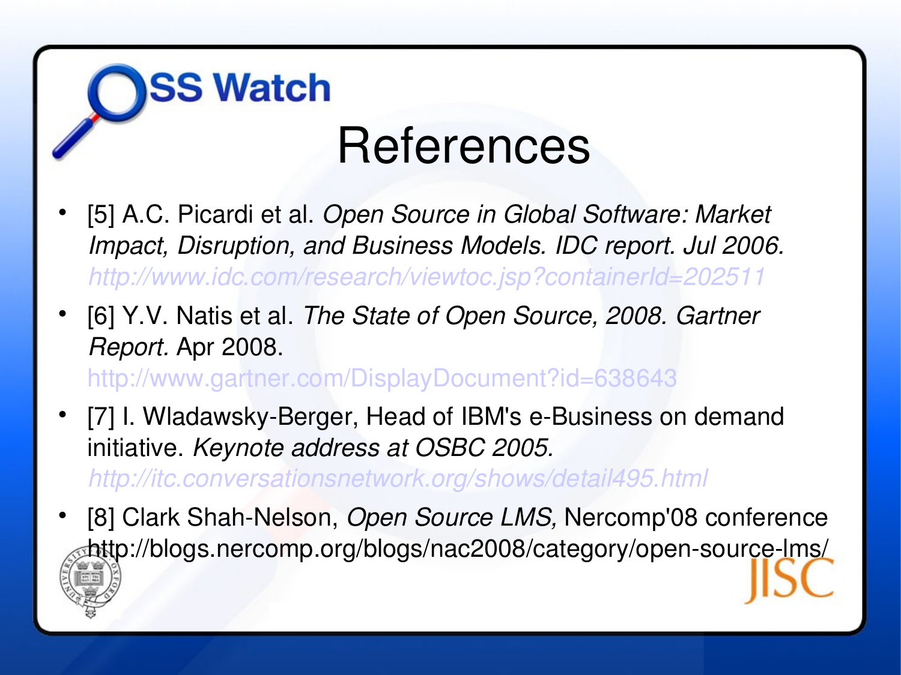# References

- [5] A.C. Picardi et al. *Open Source in Global Software: Market Impact, Disruption, and Business Models. IDC report. Jul 2006.* *http://www.idc.com/research/viewtoc.jsp?containerId=202511*
- [6] Y.V. Natis et al. *The State of Open Source, 2008. Gartner Report.* Apr 2008. http://www.gartner.com/DisplayDocument?id=638643
- [7] I. Wladawsky-Berger, Head of IBM's e-Business on demand initiative. *Keynote address at OSBC 2005.* *http://itc.conversationsnetwork.org/shows/detail495.html*
- [8] Clark Shah-Nelson, *Open Source LMS,* Nercomp'08 conference http://blogs.nercomp.org/blogs/nac2008/category/open-source-lms/